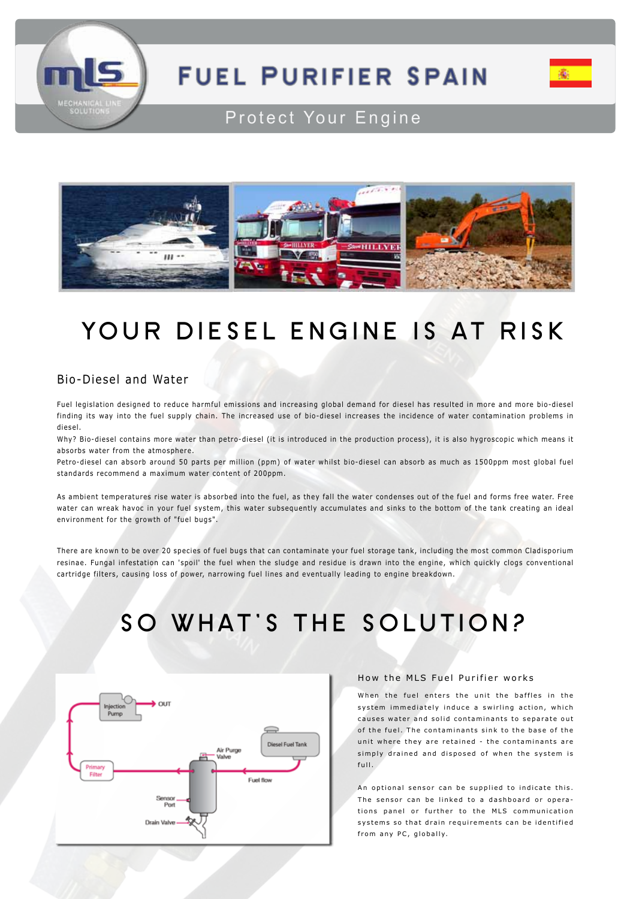# FUEL PURIFIER SPAIN

Protect Your Engine

## YOUR DIESEL ENGINE IS AT RISK

### Bio-Diesel and Water

Fuel legislation designed to reduce harmful emissions and increasing global demand for diesel has resulted in more and more bio-diesel finding its way into the fuel supply chain. The increased use of bio-diesel increases the incidence of water contamination problems in diesel.
Why? Bio-diesel contains more water than petro-diesel (it is introduced in the production process), it is also hygroscopic which means it absorbs water from the atmosphere.
Petro-diesel can absorb around 50 parts per million (ppm) of water whilst bio-diesel can absorb as much as 1500ppm most global fuel standards recommend a maximum water content of 200ppm.

As ambient temperatures rise water is absorbed into the fuel, as they fall the water condenses out of the fuel and forms free water. Free water can wreak havoc in your fuel system, this water subsequently accumulates and sinks to the bottom of the tank creating an ideal environment for the growth of "fuel bugs".

There are known to be over 20 species of fuel bugs that can contaminate your fuel storage tank, including the most common Cladisporium resinae. Fungal infestation can 'spoil' the fuel when the sludge and residue is drawn into the engine, which quickly clogs conventional cartridge filters, causing loss of power, narrowing fuel lines and eventually leading to engine breakdown.

## SO WHAT'S THE SOLUTION?

Injection Pump — OUT
Diesel Fuel Tank
Air Purge Valve
Primary Filter
Fuel flow
Sensor Port
Drain Valve

### How the MLS Fuel Purifier works

When the fuel enters the unit the baffles in the system immediately induce a swirling action, which causes water and solid contaminants to separate out of the fuel. The contaminants sink to the base of the unit where they are retained - the contaminants are simply drained and disposed of when the system is full.

An optional sensor can be supplied to indicate this. The sensor can be linked to a dashboard or operations panel or further to the MLS communication systems so that drain requirements can be identified from any PC, globally.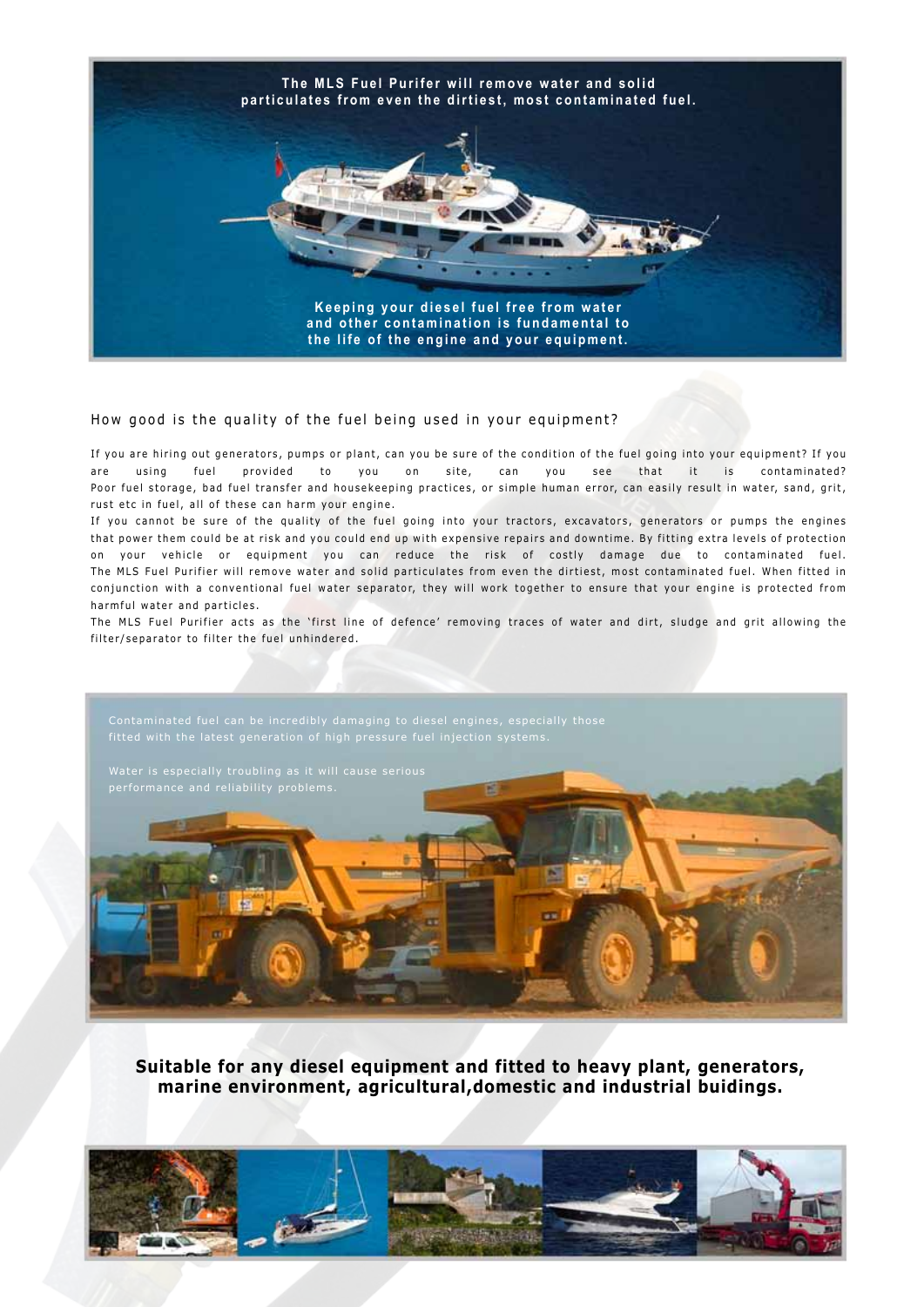**The MLS Fuel Purifer will remove water and solid particulates from even the dirtiest, most contaminated fuel.**

**Keeping your diesel fuel free from water and other contamination is fundamental to the life of the engine and your equipment.**

## How good is the quality of the fuel being used in your equipment?

If you are hiring out generators, pumps or plant, can you be sure of the condition of the fuel going into your equipment? If you are using fuel provided to you on site, can you see that it is contaminated? Poor fuel storage, bad fuel transfer and housekeeping practices, or simple human error, can easily result in water, sand, grit, rust etc in fuel, all of these can harm your engine.

If you cannot be sure of the quality of the fuel going into your tractors, excavators, generators or pumps the engines that power them could be at risk and you could end up with expensive repairs and downtime. By fitting extra levels of protection on your vehicle or equipment you can reduce the risk of costly damage due to contaminated fuel.

The MLS Fuel Purifier will remove water and solid particulates from even the dirtiest, most contaminated fuel. When fitted in conjunction with a conventional fuel water separator, they will work together to ensure that your engine is protected from harmful water and particles.

The MLS Fuel Purifier acts as the 'first line of defence' removing traces of water and dirt, sludge and grit allowing the filter/separator to filter the fuel unhindered.

Contaminated fuel can be incredibly damaging to diesel engines, especially those fitted with the latest generation of high pressure fuel injection systems.

Water is especially troubling as it will cause serious performance and reliability problems.

**Suitable for any diesel equipment and fitted to heavy plant, generators, marine environment, agricultural,domestic and industrial buidings.**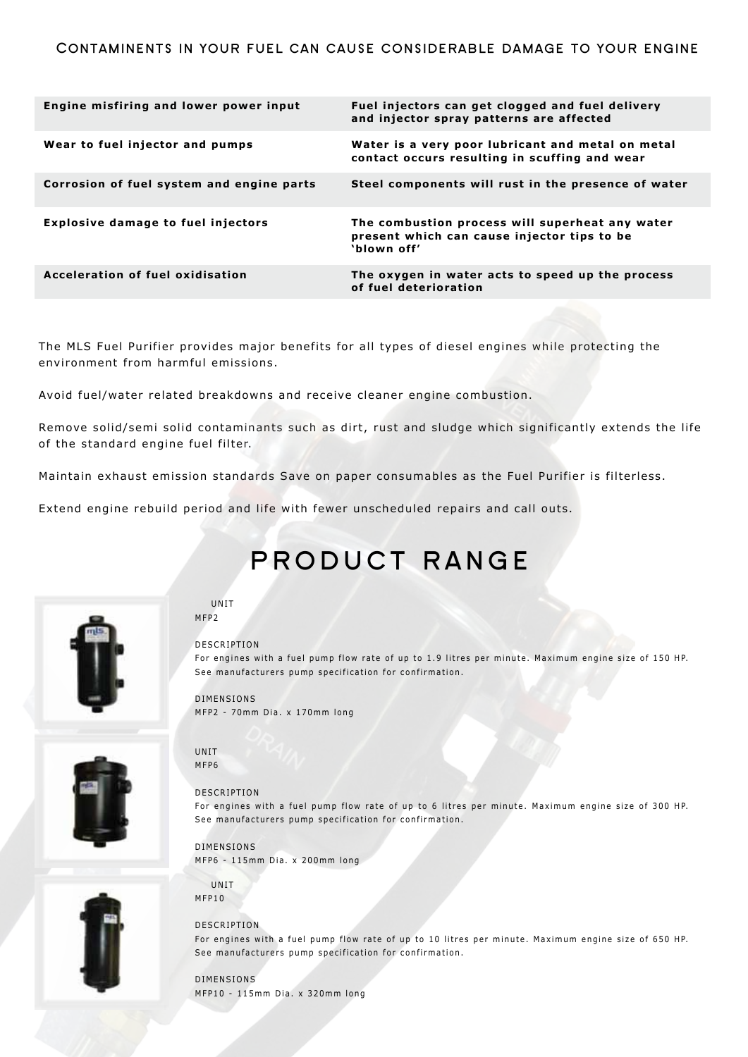## Contaminents in your fuel can cause considerable damage to your engine

| | |
|---|---|
| **Engine misfiring and lower power input** | **Fuel injectors can get clogged and fuel delivery and injector spray patterns are affected** |
| **Wear to fuel injector and pumps** | **Water is a very poor lubricant and metal on metal contact occurs resulting in scuffing and wear** |
| **Corrosion of fuel system and engine parts** | **Steel components will rust in the presence of water** |
| **Explosive damage to fuel injectors** | **The combustion process will superheat any water present which can cause injector tips to be 'blown off'** |
| **Acceleration of fuel oxidisation** | **The oxygen in water acts to speed up the process of fuel deterioration** |

The MLS Fuel Purifier provides major benefits for all types of diesel engines while protecting the environment from harmful emissions.

Avoid fuel/water related breakdowns and receive cleaner engine combustion.

Remove solid/semi solid contaminants such as dirt, rust and sludge which significantly extends the life of the standard engine fuel filter.

Maintain exhaust emission standards Save on paper consumables as the Fuel Purifier is filterless.

Extend engine rebuild period and life with fewer unscheduled repairs and call outs.

# PRODUCT RANGE

UNIT
MFP2

DESCRIPTION
For engines with a fuel pump flow rate of up to 1.9 litres per minute. Maximum engine size of 150 HP. See manufacturers pump specification for confirmation.

DIMENSIONS
MFP2 - 70mm Dia. x 170mm long

UNIT
MFP6

DESCRIPTION
For engines with a fuel pump flow rate of up to 6 litres per minute. Maximum engine size of 300 HP. See manufacturers pump specification for confirmation.

DIMENSIONS
MFP6 - 115mm Dia. x 200mm long

UNIT
MFP10

DESCRIPTION
For engines with a fuel pump flow rate of up to 10 litres per minute. Maximum engine size of 650 HP. See manufacturers pump specification for confirmation.

DIMENSIONS
MFP10 - 115mm Dia. x 320mm long